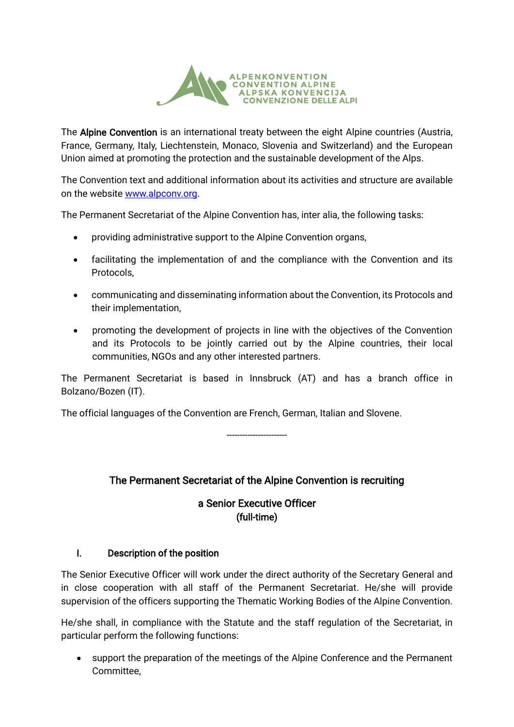ALPENKONVENTION
CONVENTION ALPINE
ALPSKA KONVENCIJA
CONVENZIONE DELLE ALPI

The **Alpine Convention** is an international treaty between the eight Alpine countries (Austria, France, Germany, Italy, Liechtenstein, Monaco, Slovenia and Switzerland) and the European Union aimed at promoting the protection and the sustainable development of the Alps.

The Convention text and additional information about its activities and structure are available on the website [www.alpconv.org](http://www.alpconv.org).

The Permanent Secretariat of the Alpine Convention has, inter alia, the following tasks:

- providing administrative support to the Alpine Convention organs,
- facilitating the implementation of and the compliance with the Convention and its Protocols,
- communicating and disseminating information about the Convention, its Protocols and their implementation,
- promoting the development of projects in line with the objectives of the Convention and its Protocols to be jointly carried out by the Alpine countries, their local communities, NGOs and any other interested partners.

The Permanent Secretariat is based in Innsbruck (AT) and has a branch office in Bolzano/Bozen (IT).

The official languages of the Convention are French, German, Italian and Slovene.

---

**The Permanent Secretariat of the Alpine Convention is recruiting**

**a Senior Executive Officer**
**(full-time)**

## I. Description of the position

The Senior Executive Officer will work under the direct authority of the Secretary General and in close cooperation with all staff of the Permanent Secretariat. He/she will provide supervision of the officers supporting the Thematic Working Bodies of the Alpine Convention.

He/she shall, in compliance with the Statute and the staff regulation of the Secretariat, in particular perform the following functions:

- support the preparation of the meetings of the Alpine Conference and the Permanent Committee,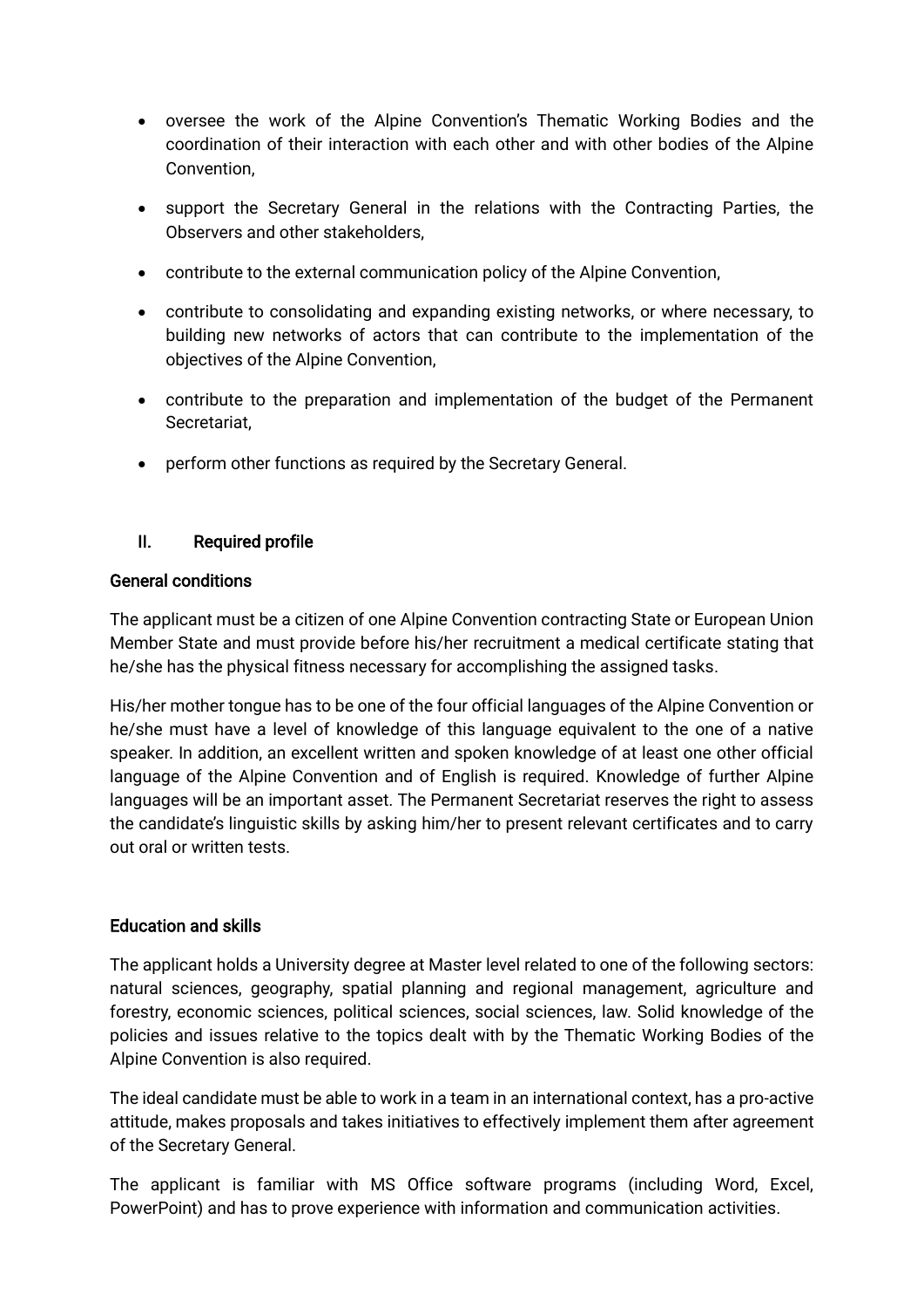- oversee the work of the Alpine Convention's Thematic Working Bodies and the coordination of their interaction with each other and with other bodies of the Alpine Convention,
- support the Secretary General in the relations with the Contracting Parties, the Observers and other stakeholders,
- contribute to the external communication policy of the Alpine Convention,
- contribute to consolidating and expanding existing networks, or where necessary, to building new networks of actors that can contribute to the implementation of the objectives of the Alpine Convention,
- contribute to the preparation and implementation of the budget of the Permanent Secretariat,
- perform other functions as required by the Secretary General.

## II. Required profile

### General conditions

The applicant must be a citizen of one Alpine Convention contracting State or European Union Member State and must provide before his/her recruitment a medical certificate stating that he/she has the physical fitness necessary for accomplishing the assigned tasks.

His/her mother tongue has to be one of the four official languages of the Alpine Convention or he/she must have a level of knowledge of this language equivalent to the one of a native speaker. In addition, an excellent written and spoken knowledge of at least one other official language of the Alpine Convention and of English is required. Knowledge of further Alpine languages will be an important asset. The Permanent Secretariat reserves the right to assess the candidate's linguistic skills by asking him/her to present relevant certificates and to carry out oral or written tests.

### Education and skills

The applicant holds a University degree at Master level related to one of the following sectors: natural sciences, geography, spatial planning and regional management, agriculture and forestry, economic sciences, political sciences, social sciences, law. Solid knowledge of the policies and issues relative to the topics dealt with by the Thematic Working Bodies of the Alpine Convention is also required.

The ideal candidate must be able to work in a team in an international context, has a pro-active attitude, makes proposals and takes initiatives to effectively implement them after agreement of the Secretary General.

The applicant is familiar with MS Office software programs (including Word, Excel, PowerPoint) and has to prove experience with information and communication activities.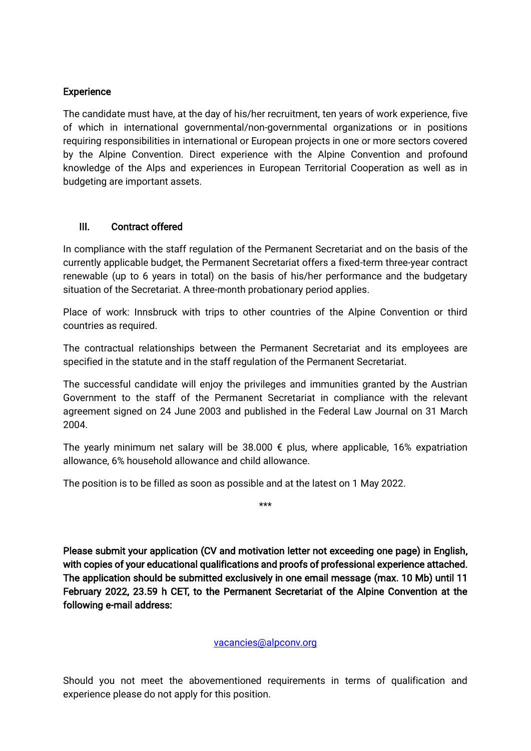### Experience

The candidate must have, at the day of his/her recruitment, ten years of work experience, five of which in international governmental/non-governmental organizations or in positions requiring responsibilities in international or European projects in one or more sectors covered by the Alpine Convention. Direct experience with the Alpine Convention and profound knowledge of the Alps and experiences in European Territorial Cooperation as well as in budgeting are important assets.

## III. Contract offered

In compliance with the staff regulation of the Permanent Secretariat and on the basis of the currently applicable budget, the Permanent Secretariat offers a fixed-term three-year contract renewable (up to 6 years in total) on the basis of his/her performance and the budgetary situation of the Secretariat. A three-month probationary period applies.

Place of work: Innsbruck with trips to other countries of the Alpine Convention or third countries as required.

The contractual relationships between the Permanent Secretariat and its employees are specified in the statute and in the staff regulation of the Permanent Secretariat.

The successful candidate will enjoy the privileges and immunities granted by the Austrian Government to the staff of the Permanent Secretariat in compliance with the relevant agreement signed on 24 June 2003 and published in the Federal Law Journal on 31 March 2004.

The yearly minimum net salary will be 38.000 € plus, where applicable, 16% expatriation allowance, 6% household allowance and child allowance.

The position is to be filled as soon as possible and at the latest on 1 May 2022.

***

**Please submit your application (CV and motivation letter not exceeding one page) in English, with copies of your educational qualifications and proofs of professional experience attached. The application should be submitted exclusively in one email message (max. 10 Mb) until 11 February 2022, 23.59 h CET, to the Permanent Secretariat of the Alpine Convention at the following e-mail address:**

[vacancies@alpconv.org](mailto:vacancies@alpconv.org)

Should you not meet the abovementioned requirements in terms of qualification and experience please do not apply for this position.